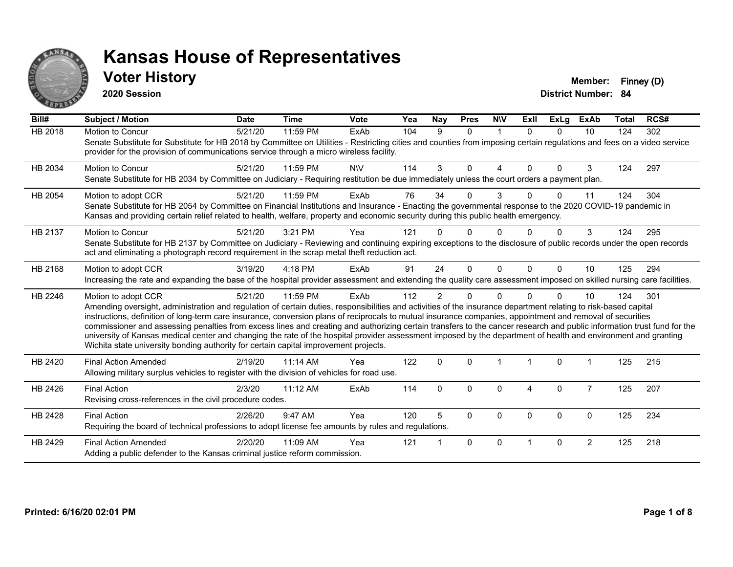# Kansas House of Representatives

## Voter History

**2020 Session**

**Member:** Finney (D)
**District Number:** 84

| Bill# | Subject / Motion | Date | Time | Vote | Yea | Nay | Pres | N\V | ExII | ExLg | ExAb | Total | RCS# |
|---|---|---|---|---|---|---|---|---|---|---|---|---|---|
| HB 2018 | Motion to Concur | 5/21/20 | 11:59 PM | ExAb | 104 | 9 | 0 | 1 | 0 | 0 | 10 | 124 | 302 |
| | Senate Substitute for Substitute for HB 2018 by Committee on Utilities - Restricting cities and counties from imposing certain regulations and fees on a video service provider for the provision of communications service through a micro wireless facility. | | | | | | | | | | | | |
| HB 2034 | Motion to Concur | 5/21/20 | 11:59 PM | N\V | 114 | 3 | 0 | 4 | 0 | 0 | 3 | 124 | 297 |
| | Senate Substitute for HB 2034 by Committee on Judiciary - Requiring restitution be due immediately unless the court orders a payment plan. | | | | | | | | | | | | |
| HB 2054 | Motion to adopt CCR | 5/21/20 | 11:59 PM | ExAb | 76 | 34 | 0 | 3 | 0 | 0 | 11 | 124 | 304 |
| | Senate Substitute for HB 2054 by Committee on Financial Institutions and Insurance - Enacting the governmental response to the 2020 COVID-19 pandemic in Kansas and providing certain relief related to health, welfare, property and economic security during this public health emergency. | | | | | | | | | | | | |
| HB 2137 | Motion to Concur | 5/21/20 | 3:21 PM | Yea | 121 | 0 | 0 | 0 | 0 | 0 | 3 | 124 | 295 |
| | Senate Substitute for HB 2137 by Committee on Judiciary - Reviewing and continuing expiring exceptions to the disclosure of public records under the open records act and eliminating a photograph record requirement in the scrap metal theft reduction act. | | | | | | | | | | | | |
| HB 2168 | Motion to adopt CCR | 3/19/20 | 4:18 PM | ExAb | 91 | 24 | 0 | 0 | 0 | 0 | 10 | 125 | 294 |
| | Increasing the rate and expanding the base of the hospital provider assessment and extending the quality care assessment imposed on skilled nursing care facilities. | | | | | | | | | | | | |
| HB 2246 | Motion to adopt CCR | 5/21/20 | 11:59 PM | ExAb | 112 | 2 | 0 | 0 | 0 | 0 | 10 | 124 | 301 |
| | Amending oversight, administration and regulation of certain duties, responsibilities and activities of the insurance department relating to risk-based capital instructions, definition of long-term care insurance, conversion plans of reciprocals to mutual insurance companies, appointment and removal of securities commissioner and assessing penalties from excess lines and creating and authorizing certain transfers to the cancer research and public information trust fund for the university of Kansas medical center and changing the rate of the hospital provider assessment imposed by the department of health and environment and granting Wichita state university bonding authority for certain capital improvement projects. | | | | | | | | | | | | |
| HB 2420 | Final Action Amended | 2/19/20 | 11:14 AM | Yea | 122 | 0 | 0 | 1 | 1 | 0 | 1 | 125 | 215 |
| | Allowing military surplus vehicles to register with the division of vehicles for road use. | | | | | | | | | | | | |
| HB 2426 | Final Action | 2/3/20 | 11:12 AM | ExAb | 114 | 0 | 0 | 0 | 4 | 0 | 7 | 125 | 207 |
| | Revising cross-references in the civil procedure codes. | | | | | | | | | | | | |
| HB 2428 | Final Action | 2/26/20 | 9:47 AM | Yea | 120 | 5 | 0 | 0 | 0 | 0 | 0 | 125 | 234 |
| | Requiring the board of technical professions to adopt license fee amounts by rules and regulations. | | | | | | | | | | | | |
| HB 2429 | Final Action Amended | 2/20/20 | 11:09 AM | Yea | 121 | 1 | 0 | 0 | 1 | 0 | 2 | 125 | 218 |
| | Adding a public defender to the Kansas criminal justice reform commission. | | | | | | | | | | | | |

**Printed: 6/16/20 02:01 PM**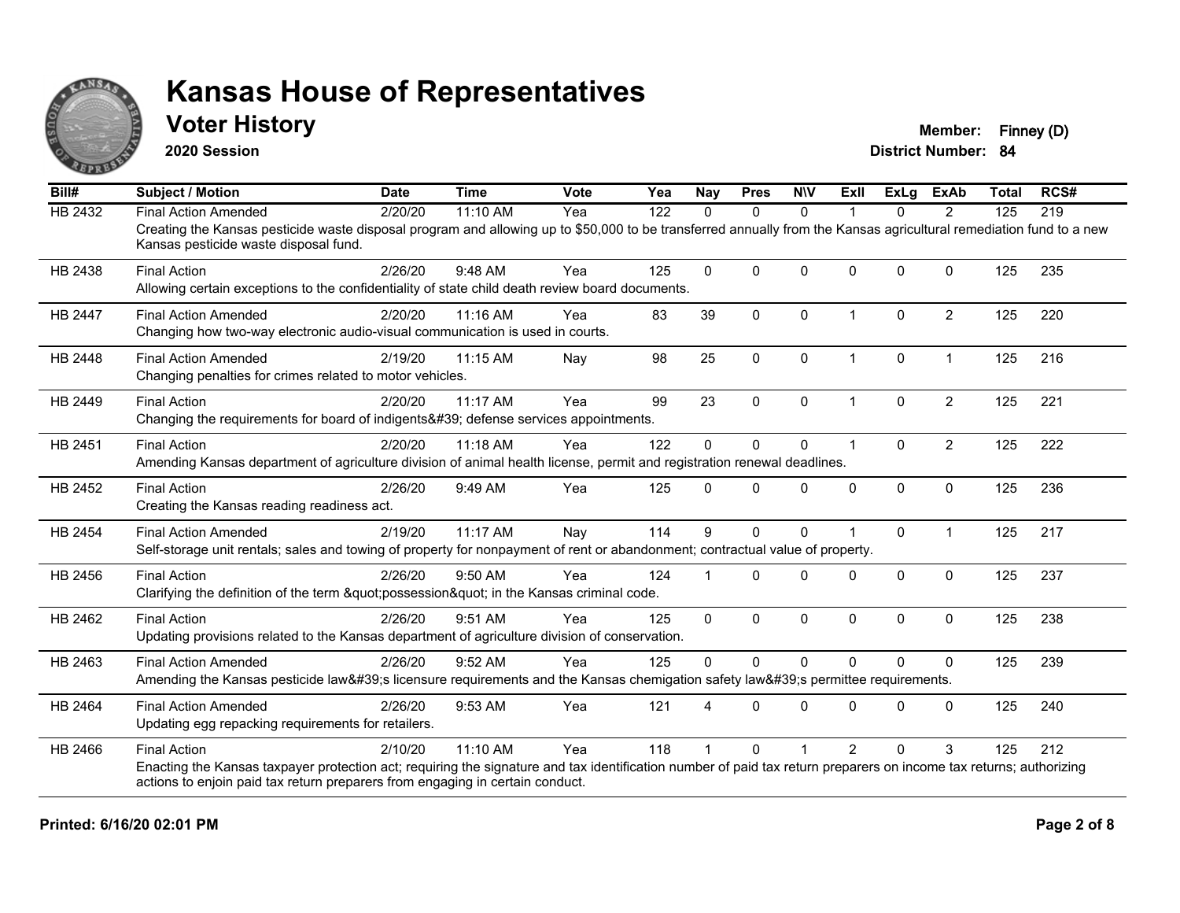# Kansas House of Representatives

## Voter History

**2020 Session**

**Member:** Finney (D)
**District Number:** 84

| Bill# | Subject / Motion | Date | Time | Vote | Yea | Nay | Pres | N\V | ExII | ExLg | ExAb | Total | RCS# |
|---|---|---|---|---|---|---|---|---|---|---|---|---|---|
| HB 2432 | Final Action Amended | 2/20/20 | 11:10 AM | Yea | 122 | 0 | 0 | 0 | 1 | 0 | 2 | 125 | 219 |
| | Creating the Kansas pesticide waste disposal program and allowing up to $50,000 to be transferred annually from the Kansas agricultural remediation fund to a new Kansas pesticide waste disposal fund. | | | | | | | | | | | | |
| HB 2438 | Final Action | 2/26/20 | 9:48 AM | Yea | 125 | 0 | 0 | 0 | 0 | 0 | 0 | 125 | 235 |
| | Allowing certain exceptions to the confidentiality of state child death review board documents. | | | | | | | | | | | | |
| HB 2447 | Final Action Amended | 2/20/20 | 11:16 AM | Yea | 83 | 39 | 0 | 0 | 1 | 0 | 2 | 125 | 220 |
| | Changing how two-way electronic audio-visual communication is used in courts. | | | | | | | | | | | | |
| HB 2448 | Final Action Amended | 2/19/20 | 11:15 AM | Nay | 98 | 25 | 0 | 0 | 1 | 0 | 1 | 125 | 216 |
| | Changing penalties for crimes related to motor vehicles. | | | | | | | | | | | | |
| HB 2449 | Final Action | 2/20/20 | 11:17 AM | Yea | 99 | 23 | 0 | 0 | 1 | 0 | 2 | 125 | 221 |
| | Changing the requirements for board of indigents&#39; defense services appointments. | | | | | | | | | | | | |
| HB 2451 | Final Action | 2/20/20 | 11:18 AM | Yea | 122 | 0 | 0 | 0 | 1 | 0 | 2 | 125 | 222 |
| | Amending Kansas department of agriculture division of animal health license, permit and registration renewal deadlines. | | | | | | | | | | | | |
| HB 2452 | Final Action | 2/26/20 | 9:49 AM | Yea | 125 | 0 | 0 | 0 | 0 | 0 | 0 | 125 | 236 |
| | Creating the Kansas reading readiness act. | | | | | | | | | | | | |
| HB 2454 | Final Action Amended | 2/19/20 | 11:17 AM | Nay | 114 | 9 | 0 | 0 | 1 | 0 | 1 | 125 | 217 |
| | Self-storage unit rentals; sales and towing of property for nonpayment of rent or abandonment; contractual value of property. | | | | | | | | | | | | |
| HB 2456 | Final Action | 2/26/20 | 9:50 AM | Yea | 124 | 1 | 0 | 0 | 0 | 0 | 0 | 125 | 237 |
| | Clarifying the definition of the term &quot;possession&quot; in the Kansas criminal code. | | | | | | | | | | | | |
| HB 2462 | Final Action | 2/26/20 | 9:51 AM | Yea | 125 | 0 | 0 | 0 | 0 | 0 | 0 | 125 | 238 |
| | Updating provisions related to the Kansas department of agriculture division of conservation. | | | | | | | | | | | | |
| HB 2463 | Final Action Amended | 2/26/20 | 9:52 AM | Yea | 125 | 0 | 0 | 0 | 0 | 0 | 0 | 125 | 239 |
| | Amending the Kansas pesticide law&#39;s licensure requirements and the Kansas chemigation safety law&#39;s permittee requirements. | | | | | | | | | | | | |
| HB 2464 | Final Action Amended | 2/26/20 | 9:53 AM | Yea | 121 | 4 | 0 | 0 | 0 | 0 | 0 | 125 | 240 |
| | Updating egg repacking requirements for retailers. | | | | | | | | | | | | |
| HB 2466 | Final Action | 2/10/20 | 11:10 AM | Yea | 118 | 1 | 0 | 1 | 2 | 0 | 3 | 125 | 212 |
| | Enacting the Kansas taxpayer protection act; requiring the signature and tax identification number of paid tax return preparers on income tax returns; authorizing actions to enjoin paid tax return preparers from engaging in certain conduct. | | | | | | | | | | | | |

Printed: 6/16/20 02:01 PM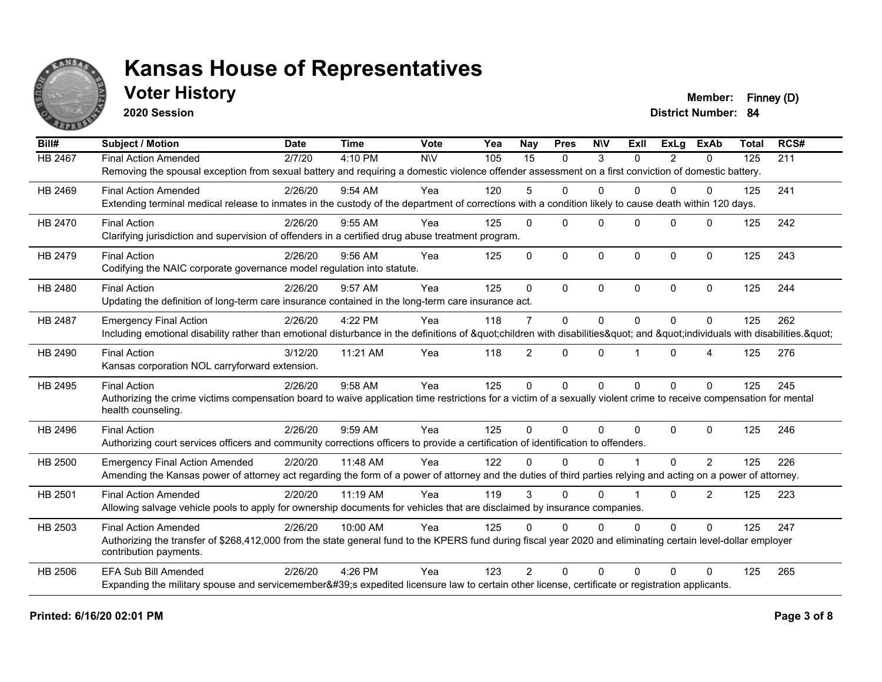# Kansas House of Representatives

## Voter History

**2020 Session**

**Member:** Finney (D)

**District Number:** 84

| Bill# | Subject / Motion | Date | Time | Vote | Yea | Nay | Pres | N\V | ExII | ExLg | ExAb | Total | RCS# |
|---|---|---|---|---|---|---|---|---|---|---|---|---|---|
| HB 2467 | Final Action Amended | 2/7/20 | 4:10 PM | N\V | 105 | 15 | 0 | 3 | 0 | 2 | 0 | 125 | 211 |
| | Removing the spousal exception from sexual battery and requiring a domestic violence offender assessment on a first conviction of domestic battery. | | | | | | | | | | | | |
| HB 2469 | Final Action Amended | 2/26/20 | 9:54 AM | Yea | 120 | 5 | 0 | 0 | 0 | 0 | 0 | 125 | 241 |
| | Extending terminal medical release to inmates in the custody of the department of corrections with a condition likely to cause death within 120 days. | | | | | | | | | | | | |
| HB 2470 | Final Action | 2/26/20 | 9:55 AM | Yea | 125 | 0 | 0 | 0 | 0 | 0 | 0 | 125 | 242 |
| | Clarifying jurisdiction and supervision of offenders in a certified drug abuse treatment program. | | | | | | | | | | | | |
| HB 2479 | Final Action | 2/26/20 | 9:56 AM | Yea | 125 | 0 | 0 | 0 | 0 | 0 | 0 | 125 | 243 |
| | Codifying the NAIC corporate governance model regulation into statute. | | | | | | | | | | | | |
| HB 2480 | Final Action | 2/26/20 | 9:57 AM | Yea | 125 | 0 | 0 | 0 | 0 | 0 | 0 | 125 | 244 |
| | Updating the definition of long-term care insurance contained in the long-term care insurance act. | | | | | | | | | | | | |
| HB 2487 | Emergency Final Action | 2/26/20 | 4:22 PM | Yea | 118 | 7 | 0 | 0 | 0 | 0 | 0 | 125 | 262 |
| | Including emotional disability rather than emotional disturbance in the definitions of &quot;children with disabilities&quot; and &quot;individuals with disabilities.&quot; | | | | | | | | | | | | |
| HB 2490 | Final Action | 3/12/20 | 11:21 AM | Yea | 118 | 2 | 0 | 0 | 1 | 0 | 4 | 125 | 276 |
| | Kansas corporation NOL carryforward extension. | | | | | | | | | | | | |
| HB 2495 | Final Action | 2/26/20 | 9:58 AM | Yea | 125 | 0 | 0 | 0 | 0 | 0 | 0 | 125 | 245 |
| | Authorizing the crime victims compensation board to waive application time restrictions for a victim of a sexually violent crime to receive compensation for mental health counseling. | | | | | | | | | | | | |
| HB 2496 | Final Action | 2/26/20 | 9:59 AM | Yea | 125 | 0 | 0 | 0 | 0 | 0 | 0 | 125 | 246 |
| | Authorizing court services officers and community corrections officers to provide a certification of identification to offenders. | | | | | | | | | | | | |
| HB 2500 | Emergency Final Action Amended | 2/20/20 | 11:48 AM | Yea | 122 | 0 | 0 | 0 | 1 | 0 | 2 | 125 | 226 |
| | Amending the Kansas power of attorney act regarding the form of a power of attorney and the duties of third parties relying and acting on a power of attorney. | | | | | | | | | | | | |
| HB 2501 | Final Action Amended | 2/20/20 | 11:19 AM | Yea | 119 | 3 | 0 | 0 | 1 | 0 | 2 | 125 | 223 |
| | Allowing salvage vehicle pools to apply for ownership documents for vehicles that are disclaimed by insurance companies. | | | | | | | | | | | | |
| HB 2503 | Final Action Amended | 2/26/20 | 10:00 AM | Yea | 125 | 0 | 0 | 0 | 0 | 0 | 0 | 125 | 247 |
| | Authorizing the transfer of $268,412,000 from the state general fund to the KPERS fund during fiscal year 2020 and eliminating certain level-dollar employer contribution payments. | | | | | | | | | | | | |
| HB 2506 | EFA Sub Bill Amended | 2/26/20 | 4:26 PM | Yea | 123 | 2 | 0 | 0 | 0 | 0 | 0 | 125 | 265 |
| | Expanding the military spouse and servicemember&#39;s expedited licensure law to certain other license, certificate or registration applicants. | | | | | | | | | | | | |

**Printed: 6/16/20 02:01 PM**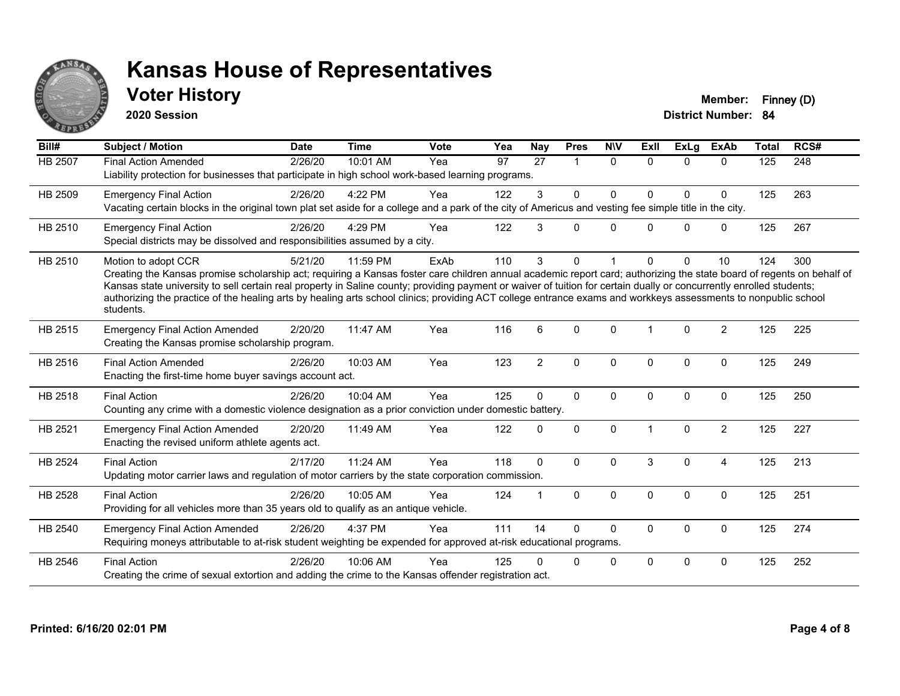# Kansas House of Representatives

## Voter History

**2020 Session**

**Member:** Finney (D)
**District Number:** 84

| Bill# | Subject / Motion | Date | Time | Vote | Yea | Nay | Pres | N\V | ExII | ExLg | ExAb | Total | RCS# |
|---|---|---|---|---|---|---|---|---|---|---|---|---|---|
| HB 2507 | Final Action Amended | 2/26/20 | 10:01 AM | Yea | 97 | 27 | 1 | 0 | 0 | 0 | 0 | 125 | 248 |
| | Liability protection for businesses that participate in high school work-based learning programs. | | | | | | | | | | | | |
| HB 2509 | Emergency Final Action | 2/26/20 | 4:22 PM | Yea | 122 | 3 | 0 | 0 | 0 | 0 | 0 | 125 | 263 |
| | Vacating certain blocks in the original town plat set aside for a college and a park of the city of Americus and vesting fee simple title in the city. | | | | | | | | | | | | |
| HB 2510 | Emergency Final Action | 2/26/20 | 4:29 PM | Yea | 122 | 3 | 0 | 0 | 0 | 0 | 0 | 125 | 267 |
| | Special districts may be dissolved and responsibilities assumed by a city. | | | | | | | | | | | | |
| HB 2510 | Motion to adopt CCR | 5/21/20 | 11:59 PM | ExAb | 110 | 3 | 0 | 1 | 0 | 0 | 10 | 124 | 300 |
| | Creating the Kansas promise scholarship act; requiring a Kansas foster care children annual academic report card; authorizing the state board of regents on behalf of Kansas state university to sell certain real property in Saline county; providing payment or waiver of tuition for certain dually or concurrently enrolled students; authorizing the practice of the healing arts by healing arts school clinics; providing ACT college entrance exams and workkeys assessments to nonpublic school students. | | | | | | | | | | | | |
| HB 2515 | Emergency Final Action Amended | 2/20/20 | 11:47 AM | Yea | 116 | 6 | 0 | 0 | 1 | 0 | 2 | 125 | 225 |
| | Creating the Kansas promise scholarship program. | | | | | | | | | | | | |
| HB 2516 | Final Action Amended | 2/26/20 | 10:03 AM | Yea | 123 | 2 | 0 | 0 | 0 | 0 | 0 | 125 | 249 |
| | Enacting the first-time home buyer savings account act. | | | | | | | | | | | | |
| HB 2518 | Final Action | 2/26/20 | 10:04 AM | Yea | 125 | 0 | 0 | 0 | 0 | 0 | 0 | 125 | 250 |
| | Counting any crime with a domestic violence designation as a prior conviction under domestic battery. | | | | | | | | | | | | |
| HB 2521 | Emergency Final Action Amended | 2/20/20 | 11:49 AM | Yea | 122 | 0 | 0 | 0 | 1 | 0 | 2 | 125 | 227 |
| | Enacting the revised uniform athlete agents act. | | | | | | | | | | | | |
| HB 2524 | Final Action | 2/17/20 | 11:24 AM | Yea | 118 | 0 | 0 | 0 | 3 | 0 | 4 | 125 | 213 |
| | Updating motor carrier laws and regulation of motor carriers by the state corporation commission. | | | | | | | | | | | | |
| HB 2528 | Final Action | 2/26/20 | 10:05 AM | Yea | 124 | 1 | 0 | 0 | 0 | 0 | 0 | 125 | 251 |
| | Providing for all vehicles more than 35 years old to qualify as an antique vehicle. | | | | | | | | | | | | |
| HB 2540 | Emergency Final Action Amended | 2/26/20 | 4:37 PM | Yea | 111 | 14 | 0 | 0 | 0 | 0 | 0 | 125 | 274 |
| | Requiring moneys attributable to at-risk student weighting be expended for approved at-risk educational programs. | | | | | | | | | | | | |
| HB 2546 | Final Action | 2/26/20 | 10:06 AM | Yea | 125 | 0 | 0 | 0 | 0 | 0 | 0 | 125 | 252 |
| | Creating the crime of sexual extortion and adding the crime to the Kansas offender registration act. | | | | | | | | | | | | |

**Printed: 6/16/20 02:01 PM**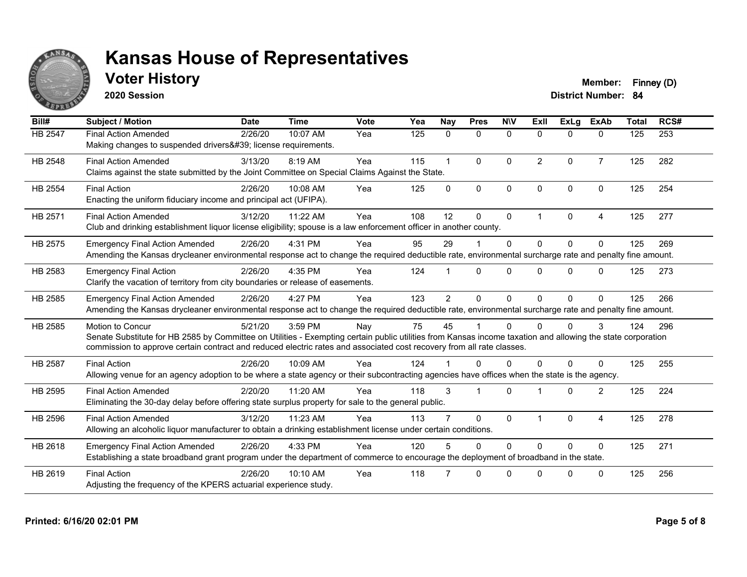# Kansas House of Representatives

## Voter History

**2020 Session**

**Member:** Finney (D)
**District Number:** 84

| Bill# | Subject / Motion | Date | Time | Vote | Yea | Nay | Pres | N\V | ExII | ExLg | ExAb | Total | RCS# |
|---|---|---|---|---|---|---|---|---|---|---|---|---|---|
| HB 2547 | Final Action Amended<br>Making changes to suspended drivers&#39; license requirements. | 2/26/20 | 10:07 AM | Yea | 125 | 0 | 0 | 0 | 0 | 0 | 0 | 125 | 253 |
| HB 2548 | Final Action Amended<br>Claims against the state submitted by the Joint Committee on Special Claims Against the State. | 3/13/20 | 8:19 AM | Yea | 115 | 1 | 0 | 0 | 2 | 0 | 7 | 125 | 282 |
| HB 2554 | Final Action<br>Enacting the uniform fiduciary income and principal act (UFIPA). | 2/26/20 | 10:08 AM | Yea | 125 | 0 | 0 | 0 | 0 | 0 | 0 | 125 | 254 |
| HB 2571 | Final Action Amended<br>Club and drinking establishment liquor license eligibility; spouse is a law enforcement officer in another county. | 3/12/20 | 11:22 AM | Yea | 108 | 12 | 0 | 0 | 1 | 0 | 4 | 125 | 277 |
| HB 2575 | Emergency Final Action Amended<br>Amending the Kansas drycleaner environmental response act to change the required deductible rate, environmental surcharge rate and penalty fine amount. | 2/26/20 | 4:31 PM | Yea | 95 | 29 | 1 | 0 | 0 | 0 | 0 | 125 | 269 |
| HB 2583 | Emergency Final Action<br>Clarify the vacation of territory from city boundaries or release of easements. | 2/26/20 | 4:35 PM | Yea | 124 | 1 | 0 | 0 | 0 | 0 | 0 | 125 | 273 |
| HB 2585 | Emergency Final Action Amended<br>Amending the Kansas drycleaner environmental response act to change the required deductible rate, environmental surcharge rate and penalty fine amount. | 2/26/20 | 4:27 PM | Yea | 123 | 2 | 0 | 0 | 0 | 0 | 0 | 125 | 266 |
| HB 2585 | Motion to Concur<br>Senate Substitute for HB 2585 by Committee on Utilities - Exempting certain public utilities from Kansas income taxation and allowing the state corporation commission to approve certain contract and reduced electric rates and associated cost recovery from all rate classes. | 5/21/20 | 3:59 PM | Nay | 75 | 45 | 1 | 0 | 0 | 0 | 3 | 124 | 296 |
| HB 2587 | Final Action<br>Allowing venue for an agency adoption to be where a state agency or their subcontracting agencies have offices when the state is the agency. | 2/26/20 | 10:09 AM | Yea | 124 | 1 | 0 | 0 | 0 | 0 | 0 | 125 | 255 |
| HB 2595 | Final Action Amended<br>Eliminating the 30-day delay before offering state surplus property for sale to the general public. | 2/20/20 | 11:20 AM | Yea | 118 | 3 | 1 | 0 | 1 | 0 | 2 | 125 | 224 |
| HB 2596 | Final Action Amended<br>Allowing an alcoholic liquor manufacturer to obtain a drinking establishment license under certain conditions. | 3/12/20 | 11:23 AM | Yea | 113 | 7 | 0 | 0 | 1 | 0 | 4 | 125 | 278 |
| HB 2618 | Emergency Final Action Amended<br>Establishing a state broadband grant program under the department of commerce to encourage the deployment of broadband in the state. | 2/26/20 | 4:33 PM | Yea | 120 | 5 | 0 | 0 | 0 | 0 | 0 | 125 | 271 |
| HB 2619 | Final Action<br>Adjusting the frequency of the KPERS actuarial experience study. | 2/26/20 | 10:10 AM | Yea | 118 | 7 | 0 | 0 | 0 | 0 | 0 | 125 | 256 |

Printed: 6/16/20 02:01 PM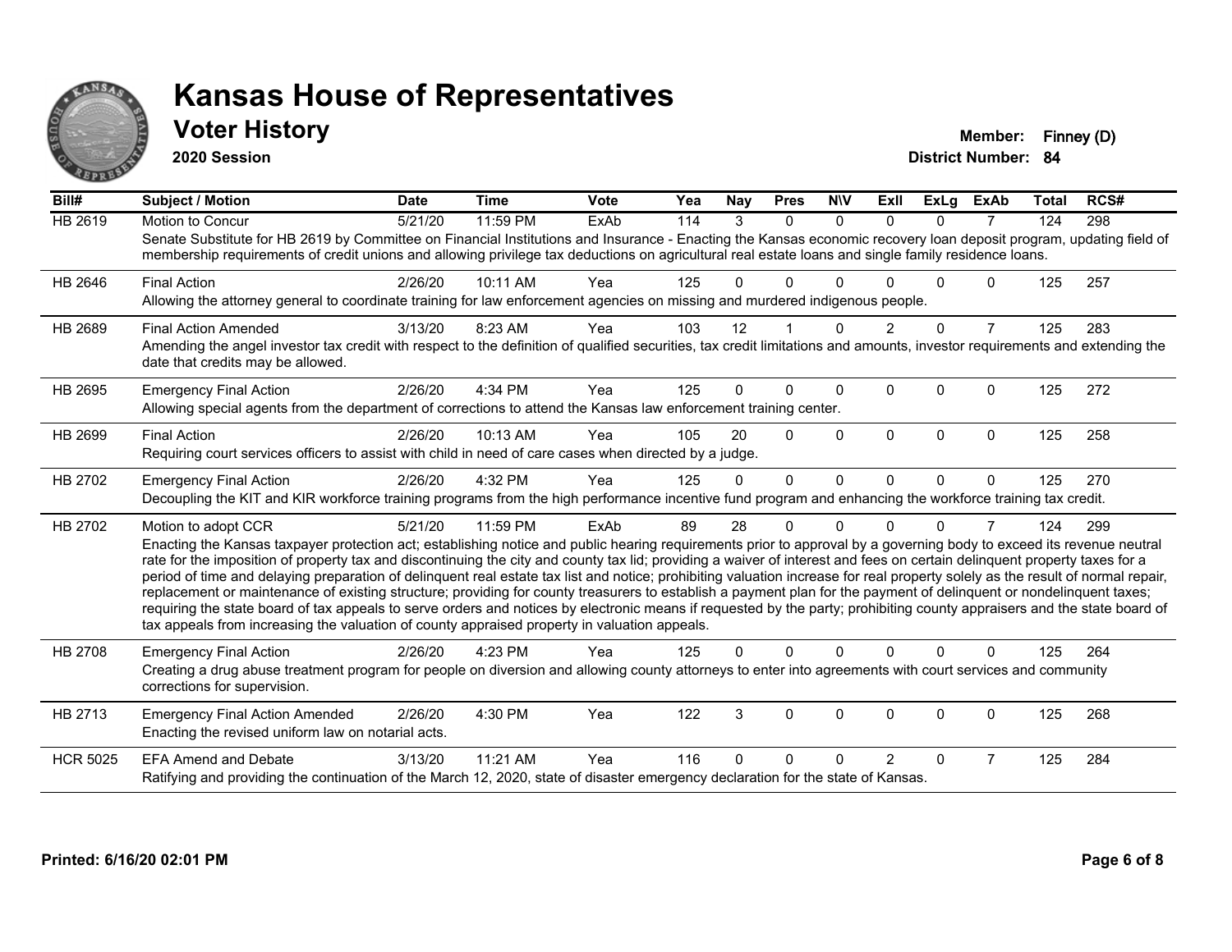# Kansas House of Representatives

## Voter History

**2020 Session**

**Member:** Finney (D)
**District Number:** 84

| Bill# | Subject / Motion | Date | Time | Vote | Yea | Nay | Pres | N\V | ExII | ExLg | ExAb | Total | RCS# |
|---|---|---|---|---|---|---|---|---|---|---|---|---|---|
| HB 2619 | Motion to Concur | 5/21/20 | 11:59 PM | ExAb | 114 | 3 | 0 | 0 | 0 | 0 | 7 | 124 | 298 |
| | Senate Substitute for HB 2619 by Committee on Financial Institutions and Insurance - Enacting the Kansas economic recovery loan deposit program, updating field of membership requirements of credit unions and allowing privilege tax deductions on agricultural real estate loans and single family residence loans. | | | | | | | | | | | | |
| HB 2646 | Final Action | 2/26/20 | 10:11 AM | Yea | 125 | 0 | 0 | 0 | 0 | 0 | 0 | 125 | 257 |
| | Allowing the attorney general to coordinate training for law enforcement agencies on missing and murdered indigenous people. | | | | | | | | | | | | |
| HB 2689 | Final Action Amended | 3/13/20 | 8:23 AM | Yea | 103 | 12 | 1 | 0 | 2 | 0 | 7 | 125 | 283 |
| | Amending the angel investor tax credit with respect to the definition of qualified securities, tax credit limitations and amounts, investor requirements and extending the date that credits may be allowed. | | | | | | | | | | | | |
| HB 2695 | Emergency Final Action | 2/26/20 | 4:34 PM | Yea | 125 | 0 | 0 | 0 | 0 | 0 | 0 | 125 | 272 |
| | Allowing special agents from the department of corrections to attend the Kansas law enforcement training center. | | | | | | | | | | | | |
| HB 2699 | Final Action | 2/26/20 | 10:13 AM | Yea | 105 | 20 | 0 | 0 | 0 | 0 | 0 | 125 | 258 |
| | Requiring court services officers to assist with child in need of care cases when directed by a judge. | | | | | | | | | | | | |
| HB 2702 | Emergency Final Action | 2/26/20 | 4:32 PM | Yea | 125 | 0 | 0 | 0 | 0 | 0 | 0 | 125 | 270 |
| | Decoupling the KIT and KIR workforce training programs from the high performance incentive fund program and enhancing the workforce training tax credit. | | | | | | | | | | | | |
| HB 2702 | Motion to adopt CCR | 5/21/20 | 11:59 PM | ExAb | 89 | 28 | 0 | 0 | 0 | 0 | 7 | 124 | 299 |
| | Enacting the Kansas taxpayer protection act; establishing notice and public hearing requirements prior to approval by a governing body to exceed its revenue neutral rate for the imposition of property tax and discontinuing the city and county tax lid; providing a waiver of interest and fees on certain delinquent property taxes for a period of time and delaying preparation of delinquent real estate tax list and notice; prohibiting valuation increase for real property solely as the result of normal repair, replacement or maintenance of existing structure; providing for county treasurers to establish a payment plan for the payment of delinquent or nondelinquent taxes; requiring the state board of tax appeals to serve orders and notices by electronic means if requested by the party; prohibiting county appraisers and the state board of tax appeals from increasing the valuation of county appraised property in valuation appeals. | | | | | | | | | | | | |
| HB 2708 | Emergency Final Action | 2/26/20 | 4:23 PM | Yea | 125 | 0 | 0 | 0 | 0 | 0 | 0 | 125 | 264 |
| | Creating a drug abuse treatment program for people on diversion and allowing county attorneys to enter into agreements with court services and community corrections for supervision. | | | | | | | | | | | | |
| HB 2713 | Emergency Final Action Amended | 2/26/20 | 4:30 PM | Yea | 122 | 3 | 0 | 0 | 0 | 0 | 0 | 125 | 268 |
| | Enacting the revised uniform law on notarial acts. | | | | | | | | | | | | |
| HCR 5025 | EFA Amend and Debate | 3/13/20 | 11:21 AM | Yea | 116 | 0 | 0 | 0 | 2 | 0 | 7 | 125 | 284 |
| | Ratifying and providing the continuation of the March 12, 2020, state of disaster emergency declaration for the state of Kansas. | | | | | | | | | | | | |

**Printed: 6/16/20 02:01 PM**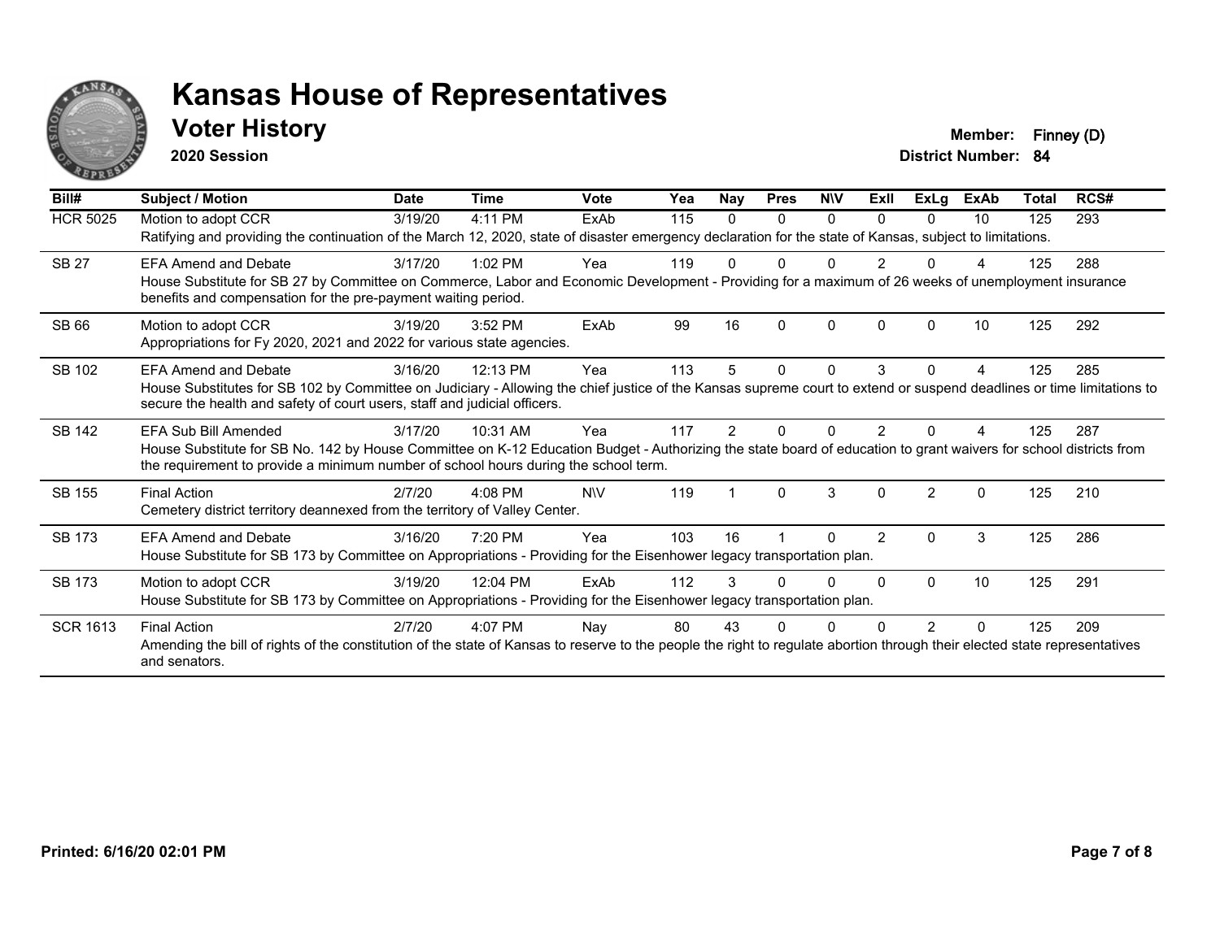# Kansas House of Representatives

## Voter History

**2020 Session**

**Member:** Finney (D)
**District Number:** 84

| Bill# | Subject / Motion | Date | Time | Vote | Yea | Nay | Pres | N\V | ExII | ExLg | ExAb | Total | RCS# |
|---|---|---|---|---|---|---|---|---|---|---|---|---|---|
| HCR 5025 | Motion to adopt CCR | 3/19/20 | 4:11 PM | ExAb | 115 | 0 | 0 | 0 | 0 | 0 | 10 | 125 | 293 |
| | Ratifying and providing the continuation of the March 12, 2020, state of disaster emergency declaration for the state of Kansas, subject to limitations. | | | | | | | | | | | | |
| SB 27 | EFA Amend and Debate | 3/17/20 | 1:02 PM | Yea | 119 | 0 | 0 | 0 | 2 | 0 | 4 | 125 | 288 |
| | House Substitute for SB 27 by Committee on Commerce, Labor and Economic Development - Providing for a maximum of 26 weeks of unemployment insurance benefits and compensation for the pre-payment waiting period. | | | | | | | | | | | | |
| SB 66 | Motion to adopt CCR | 3/19/20 | 3:52 PM | ExAb | 99 | 16 | 0 | 0 | 0 | 0 | 10 | 125 | 292 |
| | Appropriations for Fy 2020, 2021 and 2022 for various state agencies. | | | | | | | | | | | | |
| SB 102 | EFA Amend and Debate | 3/16/20 | 12:13 PM | Yea | 113 | 5 | 0 | 0 | 3 | 0 | 4 | 125 | 285 |
| | House Substitutes for SB 102 by Committee on Judiciary - Allowing the chief justice of the Kansas supreme court to extend or suspend deadlines or time limitations to secure the health and safety of court users, staff and judicial officers. | | | | | | | | | | | | |
| SB 142 | EFA Sub Bill Amended | 3/17/20 | 10:31 AM | Yea | 117 | 2 | 0 | 0 | 2 | 0 | 4 | 125 | 287 |
| | House Substitute for SB No. 142 by House Committee on K-12 Education Budget - Authorizing the state board of education to grant waivers for school districts from the requirement to provide a minimum number of school hours during the school term. | | | | | | | | | | | | |
| SB 155 | Final Action | 2/7/20 | 4:08 PM | N\V | 119 | 1 | 0 | 3 | 0 | 2 | 0 | 125 | 210 |
| | Cemetery district territory deannexed from the territory of Valley Center. | | | | | | | | | | | | |
| SB 173 | EFA Amend and Debate | 3/16/20 | 7:20 PM | Yea | 103 | 16 | 1 | 0 | 2 | 0 | 3 | 125 | 286 |
| | House Substitute for SB 173 by Committee on Appropriations - Providing for the Eisenhower legacy transportation plan. | | | | | | | | | | | | |
| SB 173 | Motion to adopt CCR | 3/19/20 | 12:04 PM | ExAb | 112 | 3 | 0 | 0 | 0 | 0 | 10 | 125 | 291 |
| | House Substitute for SB 173 by Committee on Appropriations - Providing for the Eisenhower legacy transportation plan. | | | | | | | | | | | | |
| SCR 1613 | Final Action | 2/7/20 | 4:07 PM | Nay | 80 | 43 | 0 | 0 | 0 | 2 | 0 | 125 | 209 |
| | Amending the bill of rights of the constitution of the state of Kansas to reserve to the people the right to regulate abortion through their elected state representatives and senators. | | | | | | | | | | | | |

Printed: 6/16/20 02:01 PM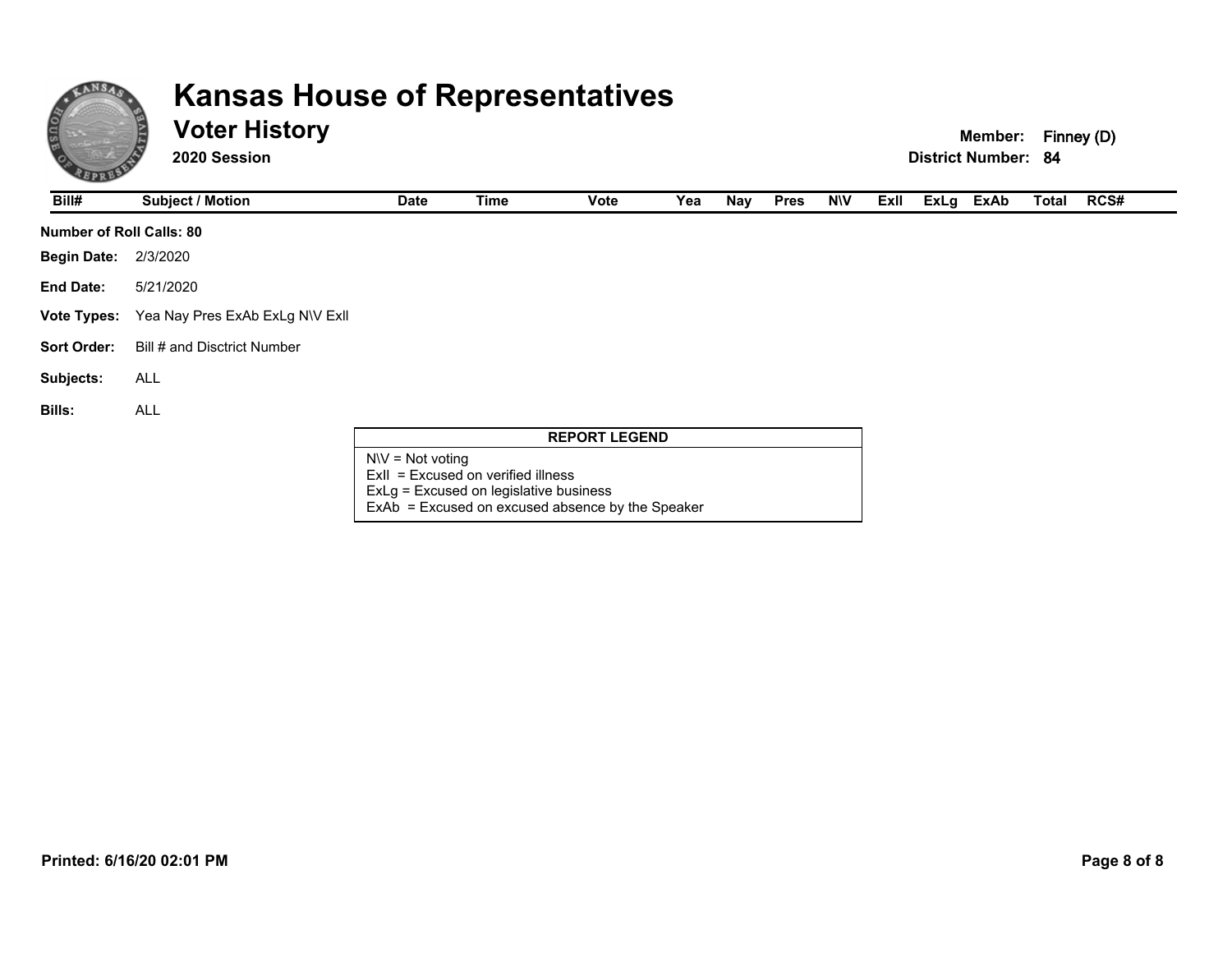# Kansas House of Representatives

## Voter History

**2020 Session**

**Member:** Finney (D)
**District Number:** 84

| Bill# | Subject / Motion | Date | Time | Vote | Yea | Nay | Pres | N\V | ExII | ExLg | ExAb | Total | RCS# |
|---|---|---|---|---|---|---|---|---|---|---|---|---|---|

**Number of Roll Calls: 80**

**Begin Date:** 2/3/2020

**End Date:** 5/21/2020

**Vote Types:** Yea Nay Pres ExAb ExLg N\V ExII

**Sort Order:** Bill # and Disctrict Number

**Subjects:** ALL

**Bills:** ALL

| REPORT LEGEND |
|---|
| N\V = Not voting |
| ExII = Excused on verified illness |
| ExLg = Excused on legislative business |
| ExAb = Excused on excused absence by the Speaker |

**Printed: 6/16/20 02:01 PM**